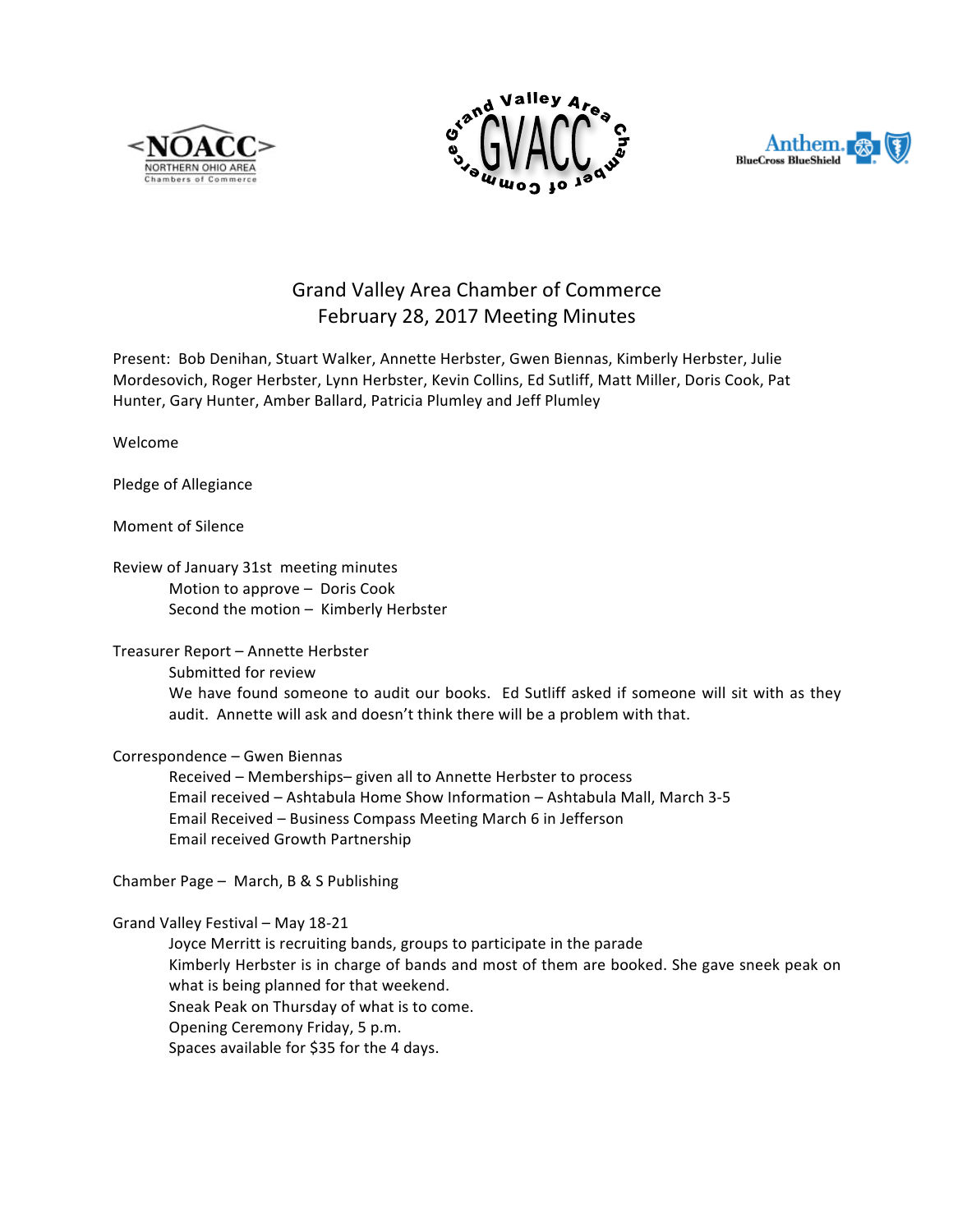# Grand Valley Area Chamber of Commerce
## February 28, 2017 Meeting Minutes

Present: Bob Denihan, Stuart Walker, Annette Herbster, Gwen Biennas, Kimberly Herbster, Julie Mordesovich, Roger Herbster, Lynn Herbster, Kevin Collins, Ed Sutliff, Matt Miller, Doris Cook, Pat Hunter, Gary Hunter, Amber Ballard, Patricia Plumley and Jeff Plumley

Welcome

Pledge of Allegiance

Moment of Silence

Review of January 31st meeting minutes

- Motion to approve – Doris Cook
- Second the motion – Kimberly Herbster

Treasurer Report – Annette Herbster

- Submitted for review
- We have found someone to audit our books. Ed Sutliff asked if someone will sit with as they audit. Annette will ask and doesn't think there will be a problem with that.

Correspondence – Gwen Biennas

- Received – Memberships– given all to Annette Herbster to process
- Email received – Ashtabula Home Show Information – Ashtabula Mall, March 3-5
- Email Received – Business Compass Meeting March 6 in Jefferson
- Email received Growth Partnership

Chamber Page – March, B & S Publishing

Grand Valley Festival – May 18-21

- Joyce Merritt is recruiting bands, groups to participate in the parade
- Kimberly Herbster is in charge of bands and most of them are booked. She gave sneek peak on what is being planned for that weekend.
- Sneak Peak on Thursday of what is to come.
- Opening Ceremony Friday, 5 p.m.
- Spaces available for $35 for the 4 days.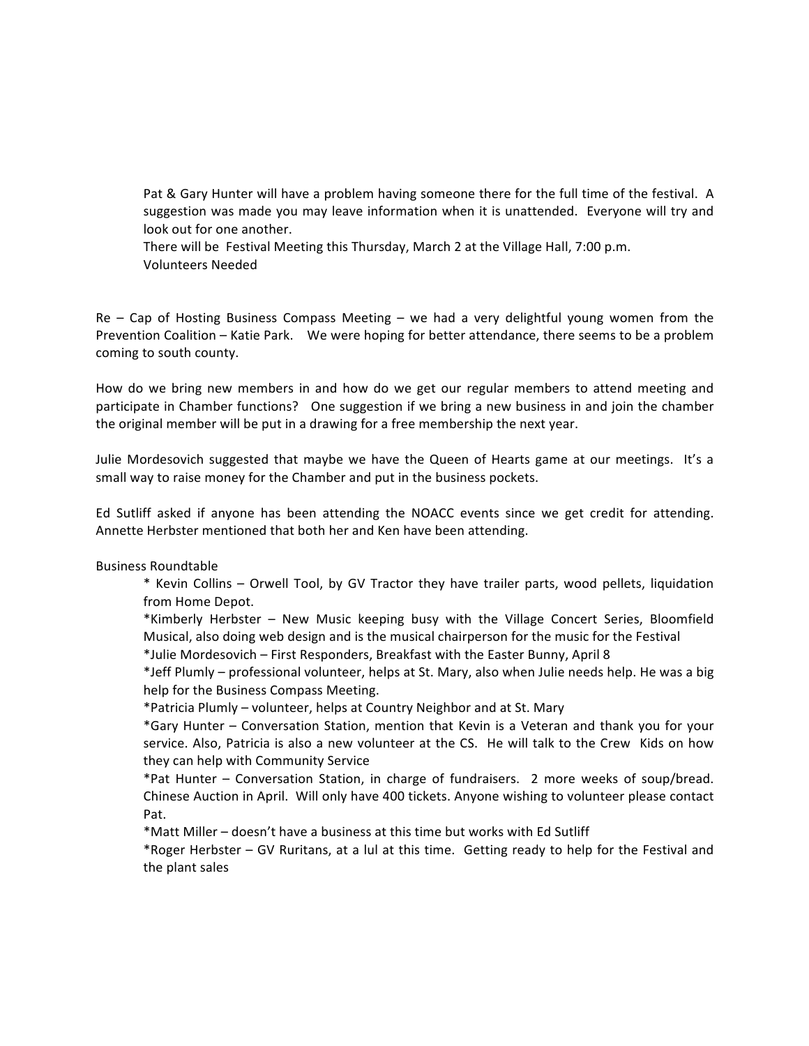Pat & Gary Hunter will have a problem having someone there for the full time of the festival. A suggestion was made you may leave information when it is unattended. Everyone will try and look out for one another.
There will be Festival Meeting this Thursday, March 2 at the Village Hall, 7:00 p.m.
Volunteers Needed

Re – Cap of Hosting Business Compass Meeting – we had a very delightful young women from the Prevention Coalition – Katie Park. We were hoping for better attendance, there seems to be a problem coming to south county.

How do we bring new members in and how do we get our regular members to attend meeting and participate in Chamber functions? One suggestion if we bring a new business in and join the chamber the original member will be put in a drawing for a free membership the next year.

Julie Mordesovich suggested that maybe we have the Queen of Hearts game at our meetings. It's a small way to raise money for the Chamber and put in the business pockets.

Ed Sutliff asked if anyone has been attending the NOACC events since we get credit for attending. Annette Herbster mentioned that both her and Ken have been attending.

Business Roundtable

* Kevin Collins – Orwell Tool, by GV Tractor they have trailer parts, wood pellets, liquidation from Home Depot.
*Kimberly Herbster – New Music keeping busy with the Village Concert Series, Bloomfield Musical, also doing web design and is the musical chairperson for the music for the Festival
*Julie Mordesovich – First Responders, Breakfast with the Easter Bunny, April 8
*Jeff Plumly – professional volunteer, helps at St. Mary, also when Julie needs help. He was a big help for the Business Compass Meeting.
*Patricia Plumly – volunteer, helps at Country Neighbor and at St. Mary
*Gary Hunter – Conversation Station, mention that Kevin is a Veteran and thank you for your service. Also, Patricia is also a new volunteer at the CS. He will talk to the Crew Kids on how they can help with Community Service
*Pat Hunter – Conversation Station, in charge of fundraisers. 2 more weeks of soup/bread. Chinese Auction in April. Will only have 400 tickets. Anyone wishing to volunteer please contact Pat.
*Matt Miller – doesn't have a business at this time but works with Ed Sutliff
*Roger Herbster – GV Ruritans, at a lul at this time. Getting ready to help for the Festival and the plant sales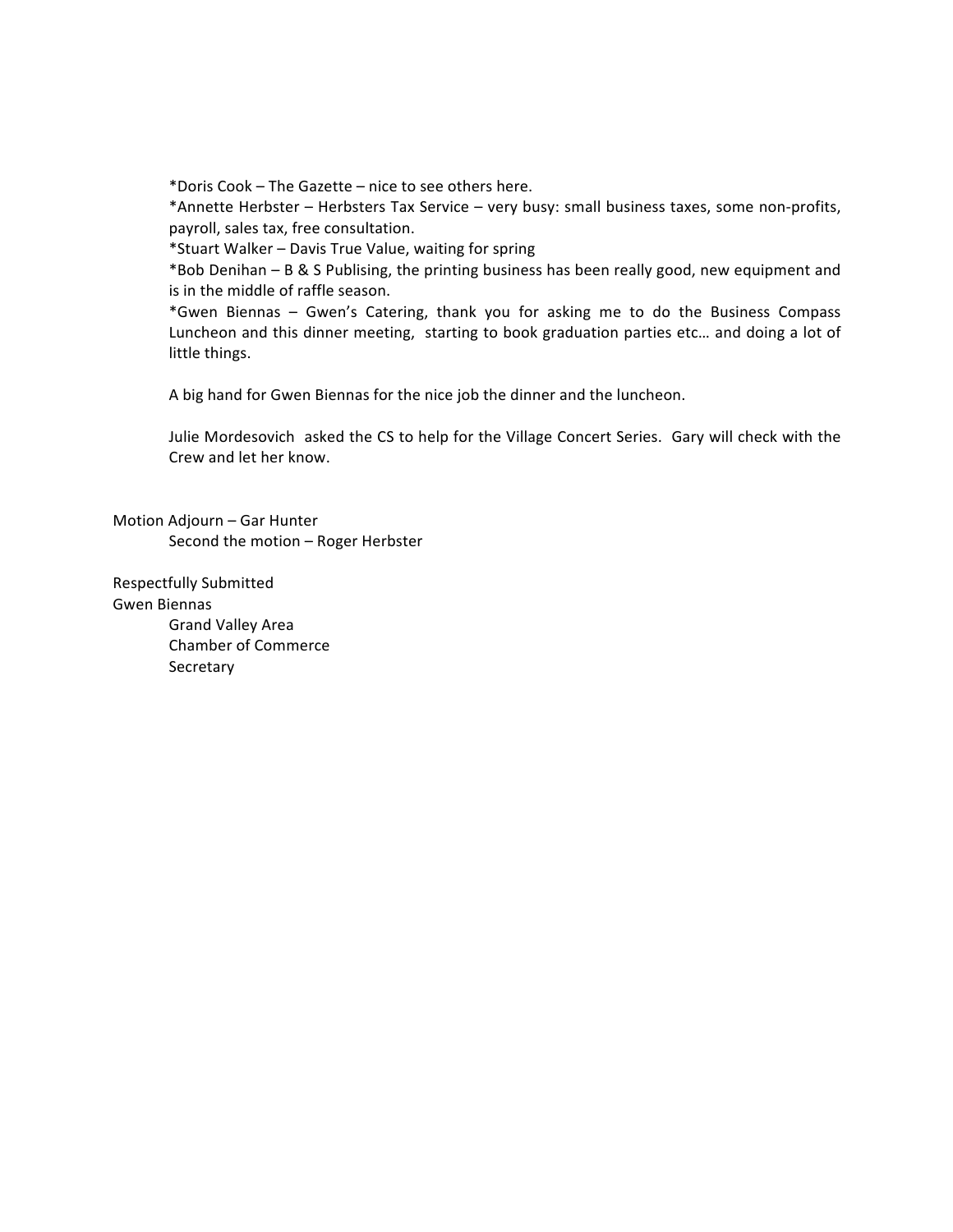*Doris Cook – The Gazette – nice to see others here.

*Annette Herbster – Herbsters Tax Service – very busy: small business taxes, some non-profits, payroll, sales tax, free consultation.

*Stuart Walker – Davis True Value, waiting for spring

*Bob Denihan – B & S Publising, the printing business has been really good, new equipment and is in the middle of raffle season.

*Gwen Biennas – Gwen's Catering, thank you for asking me to do the Business Compass Luncheon and this dinner meeting, starting to book graduation parties etc… and doing a lot of little things.

A big hand for Gwen Biennas for the nice job the dinner and the luncheon.

Julie Mordesovich asked the CS to help for the Village Concert Series. Gary will check with the Crew and let her know.

Motion Adjourn – Gar Hunter

Second the motion – Roger Herbster

Respectfully Submitted

Gwen Biennas

Grand Valley Area

Chamber of Commerce

Secretary